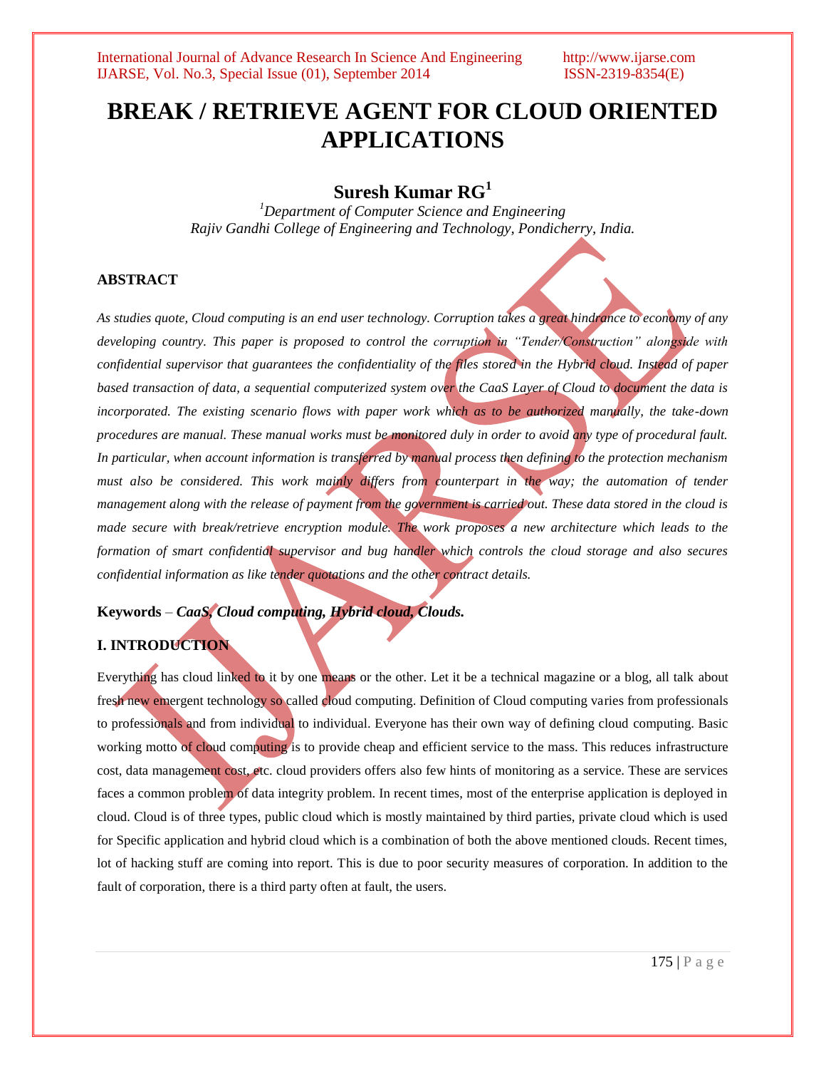# BREAK / RETRIEVE AGENT FOR CLOUD ORIENTED APPLICATIONS

**Suresh Kumar RG[1]**

[1]*Department of Computer Science and Engineering*
*Rajiv Gandhi College of Engineering and Technology, Pondicherry, India.*

## ABSTRACT

*As studies quote, Cloud computing is an end user technology. Corruption takes a great hindrance to economy of any developing country. This paper is proposed to control the corruption in "Tender/Construction" alongside with confidential supervisor that guarantees the confidentiality of the files stored in the Hybrid cloud. Instead of paper based transaction of data, a sequential computerized system over the CaaS Layer of Cloud to document the data is incorporated. The existing scenario flows with paper work which as to be authorized manually, the take-down procedures are manual. These manual works must be monitored duly in order to avoid any type of procedural fault. In particular, when account information is transferred by manual process then defining to the protection mechanism must also be considered. This work mainly differs from counterpart in the way; the automation of tender management along with the release of payment from the government is carried out. These data stored in the cloud is made secure with break/retrieve encryption module. The work proposes a new architecture which leads to the formation of smart confidential supervisor and bug handler which controls the cloud storage and also secures confidential information as like tender quotations and the other contract details.*

**Keywords** – ***CaaS, Cloud computing, Hybrid cloud, Clouds.***

## I. INTRODUCTION

Everything has cloud linked to it by one means or the other. Let it be a technical magazine or a blog, all talk about fresh new emergent technology so called cloud computing. Definition of Cloud computing varies from professionals to professionals and from individual to individual. Everyone has their own way of defining cloud computing. Basic working motto of cloud computing is to provide cheap and efficient service to the mass. This reduces infrastructure cost, data management cost, etc. cloud providers offers also few hints of monitoring as a service. These are services faces a common problem of data integrity problem. In recent times, most of the enterprise application is deployed in cloud. Cloud is of three types, public cloud which is mostly maintained by third parties, private cloud which is used for Specific application and hybrid cloud which is a combination of both the above mentioned clouds. Recent times, lot of hacking stuff are coming into report. This is due to poor security measures of corporation. In addition to the fault of corporation, there is a third party often at fault, the users.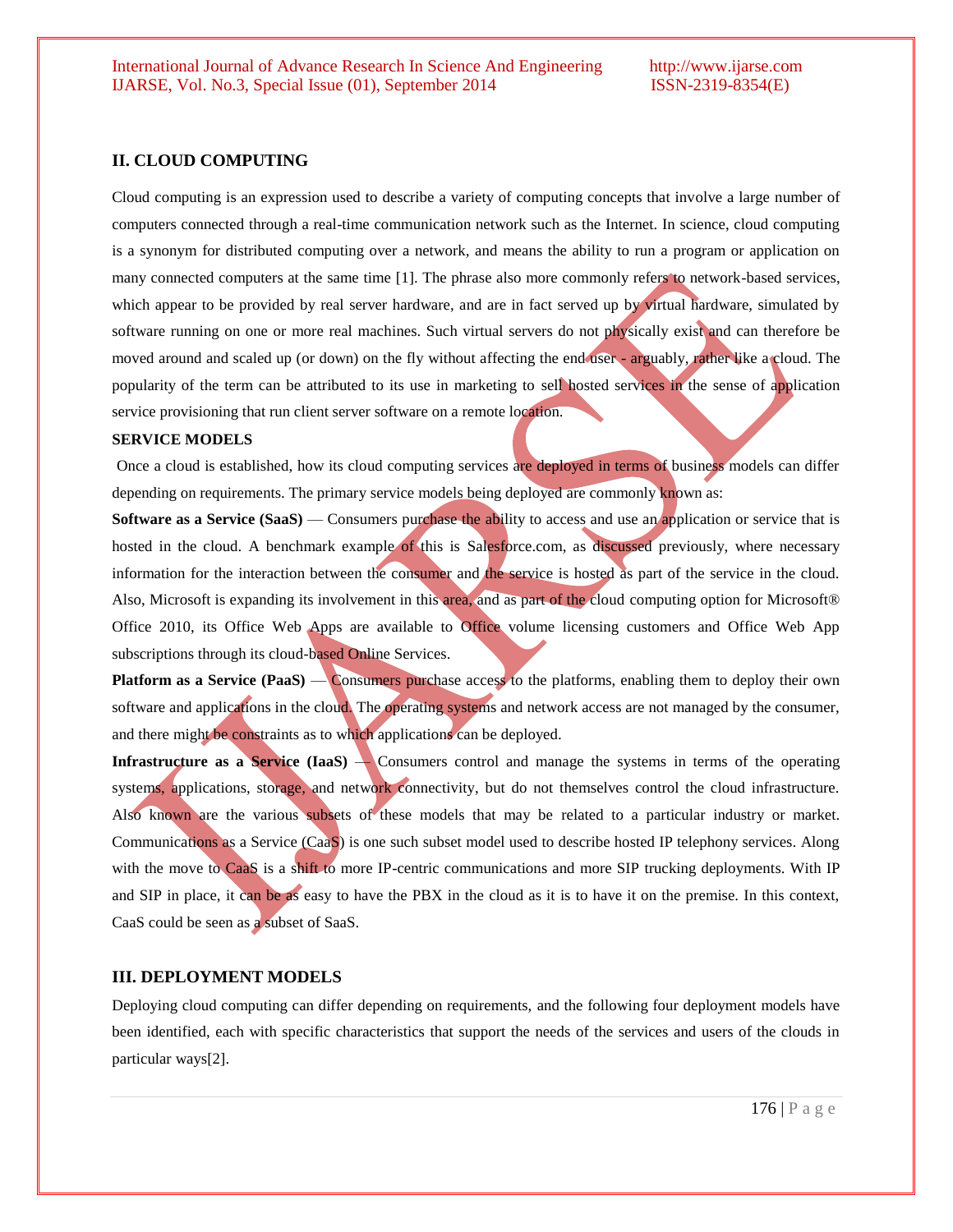## II. CLOUD COMPUTING

Cloud computing is an expression used to describe a variety of computing concepts that involve a large number of computers connected through a real-time communication network such as the Internet. In science, cloud computing is a synonym for distributed computing over a network, and means the ability to run a program or application on many connected computers at the same time [1]. The phrase also more commonly refers to network-based services, which appear to be provided by real server hardware, and are in fact served up by virtual hardware, simulated by software running on one or more real machines. Such virtual servers do not physically exist and can therefore be moved around and scaled up (or down) on the fly without affecting the end user - arguably, rather like a cloud. The popularity of the term can be attributed to its use in marketing to sell hosted services in the sense of application service provisioning that run client server software on a remote location.

### SERVICE MODELS

Once a cloud is established, how its cloud computing services are deployed in terms of business models can differ depending on requirements. The primary service models being deployed are commonly known as:

**Software as a Service (SaaS)** — Consumers purchase the ability to access and use an application or service that is hosted in the cloud. A benchmark example of this is Salesforce.com, as discussed previously, where necessary information for the interaction between the consumer and the service is hosted as part of the service in the cloud. Also, Microsoft is expanding its involvement in this area, and as part of the cloud computing option for Microsoft® Office 2010, its Office Web Apps are available to Office volume licensing customers and Office Web App subscriptions through its cloud-based Online Services.

**Platform as a Service (PaaS)** — Consumers purchase access to the platforms, enabling them to deploy their own software and applications in the cloud. The operating systems and network access are not managed by the consumer, and there might be constraints as to which applications can be deployed.

**Infrastructure as a Service (IaaS)** — Consumers control and manage the systems in terms of the operating systems, applications, storage, and network connectivity, but do not themselves control the cloud infrastructure. Also known are the various subsets of these models that may be related to a particular industry or market. Communications as a Service (CaaS) is one such subset model used to describe hosted IP telephony services. Along with the move to CaaS is a shift to more IP-centric communications and more SIP trucking deployments. With IP and SIP in place, it can be as easy to have the PBX in the cloud as it is to have it on the premise. In this context, CaaS could be seen as a subset of SaaS.

## III. DEPLOYMENT MODELS

Deploying cloud computing can differ depending on requirements, and the following four deployment models have been identified, each with specific characteristics that support the needs of the services and users of the clouds in particular ways[2].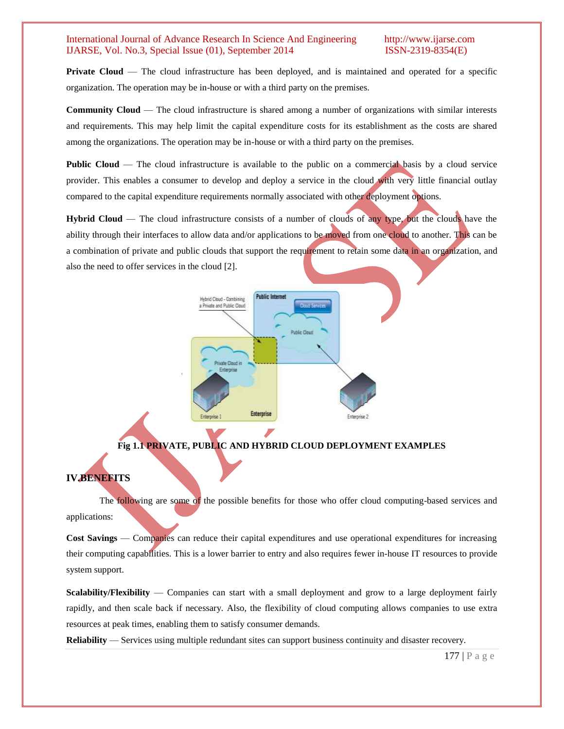**Private Cloud** — The cloud infrastructure has been deployed, and is maintained and operated for a specific organization. The operation may be in-house or with a third party on the premises.

**Community Cloud** — The cloud infrastructure is shared among a number of organizations with similar interests and requirements. This may help limit the capital expenditure costs for its establishment as the costs are shared among the organizations. The operation may be in-house or with a third party on the premises.

**Public Cloud** — The cloud infrastructure is available to the public on a commercial basis by a cloud service provider. This enables a consumer to develop and deploy a service in the cloud with very little financial outlay compared to the capital expenditure requirements normally associated with other deployment options.

**Hybrid Cloud** — The cloud infrastructure consists of a number of clouds of any type, but the clouds have the ability through their interfaces to allow data and/or applications to be moved from one cloud to another. This can be a combination of private and public clouds that support the requirement to retain some data in an organization, and also the need to offer services in the cloud [2].

Hybrid Cloud - Combining a Private and Public Cloud

Public Internet

Cloud Services

Public Cloud

Private Cloud in Enterprise

Enterprise 1

Enterprise

Enterprise 2

**Fig 1.1 PRIVATE, PUBLIC AND HYBRID CLOUD DEPLOYMENT EXAMPLES**

## IV.BENEFITS

The following are some of the possible benefits for those who offer cloud computing-based services and applications:

**Cost Savings** — Companies can reduce their capital expenditures and use operational expenditures for increasing their computing capabilities. This is a lower barrier to entry and also requires fewer in-house IT resources to provide system support.

**Scalability/Flexibility** — Companies can start with a small deployment and grow to a large deployment fairly rapidly, and then scale back if necessary. Also, the flexibility of cloud computing allows companies to use extra resources at peak times, enabling them to satisfy consumer demands.

**Reliability** — Services using multiple redundant sites can support business continuity and disaster recovery.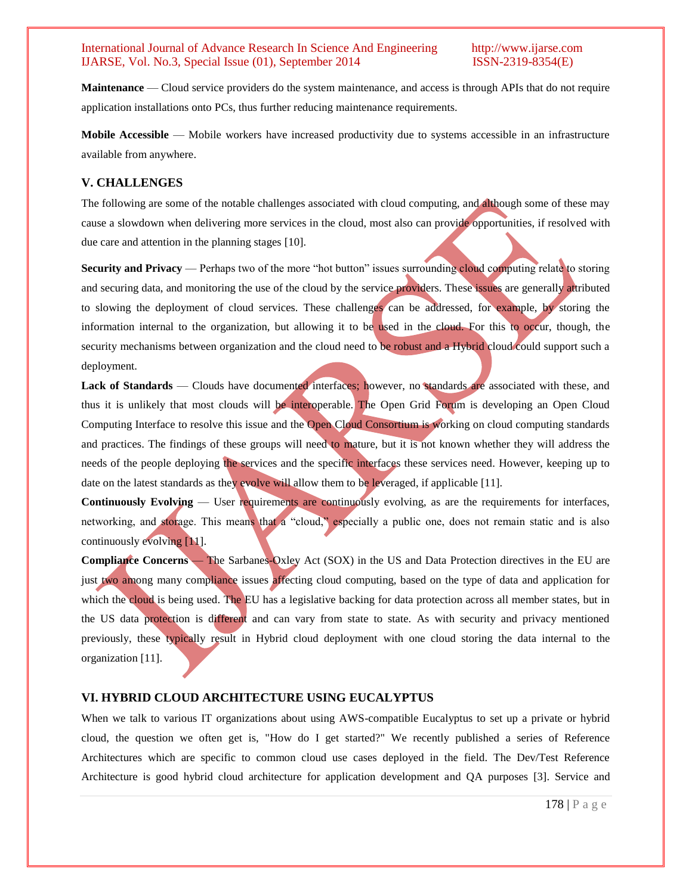**Maintenance** — Cloud service providers do the system maintenance, and access is through APIs that do not require application installations onto PCs, thus further reducing maintenance requirements.

**Mobile Accessible** — Mobile workers have increased productivity due to systems accessible in an infrastructure available from anywhere.

## V. CHALLENGES

The following are some of the notable challenges associated with cloud computing, and although some of these may cause a slowdown when delivering more services in the cloud, most also can provide opportunities, if resolved with due care and attention in the planning stages [10].

**Security and Privacy** — Perhaps two of the more "hot button" issues surrounding cloud computing relate to storing and securing data, and monitoring the use of the cloud by the service providers. These issues are generally attributed to slowing the deployment of cloud services. These challenges can be addressed, for example, by storing the information internal to the organization, but allowing it to be used in the cloud. For this to occur, though, the security mechanisms between organization and the cloud need to be robust and a Hybrid cloud could support such a deployment.

**Lack of Standards** — Clouds have documented interfaces; however, no standards are associated with these, and thus it is unlikely that most clouds will be interoperable. The Open Grid Forum is developing an Open Cloud Computing Interface to resolve this issue and the Open Cloud Consortium is working on cloud computing standards and practices. The findings of these groups will need to mature, but it is not known whether they will address the needs of the people deploying the services and the specific interfaces these services need. However, keeping up to date on the latest standards as they evolve will allow them to be leveraged, if applicable [11].

**Continuously Evolving** — User requirements are continuously evolving, as are the requirements for interfaces, networking, and storage. This means that a "cloud," especially a public one, does not remain static and is also continuously evolving [11].

**Compliance Concerns** — The Sarbanes-Oxley Act (SOX) in the US and Data Protection directives in the EU are just two among many compliance issues affecting cloud computing, based on the type of data and application for which the cloud is being used. The EU has a legislative backing for data protection across all member states, but in the US data protection is different and can vary from state to state. As with security and privacy mentioned previously, these typically result in Hybrid cloud deployment with one cloud storing the data internal to the organization [11].

## VI. HYBRID CLOUD ARCHITECTURE USING EUCALYPTUS

When we talk to various IT organizations about using AWS-compatible Eucalyptus to set up a private or hybrid cloud, the question we often get is, "How do I get started?" We recently published a series of Reference Architectures which are specific to common cloud use cases deployed in the field. The Dev/Test Reference Architecture is good hybrid cloud architecture for application development and QA purposes [3]. Service and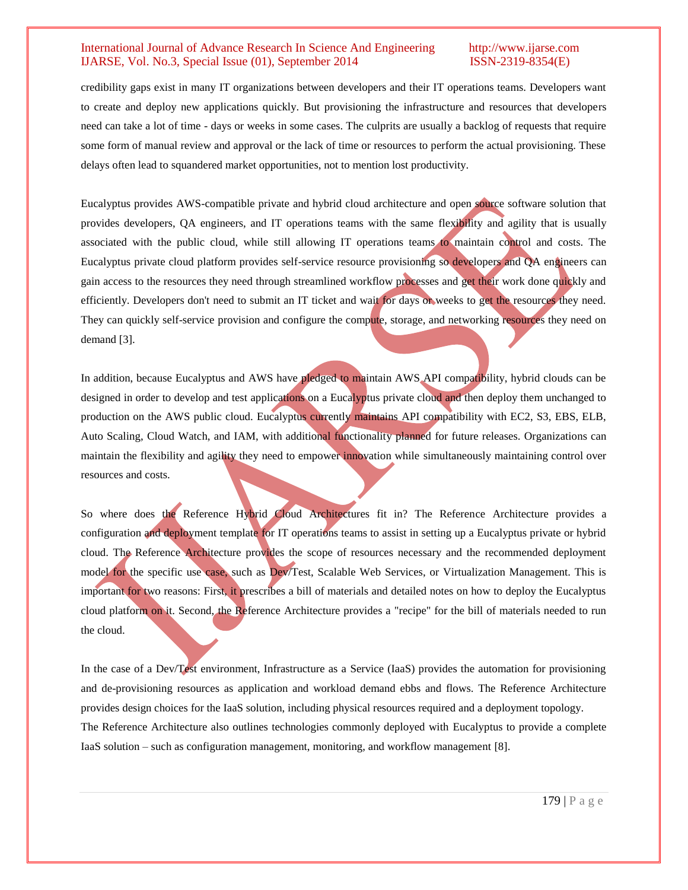credibility gaps exist in many IT organizations between developers and their IT operations teams. Developers want to create and deploy new applications quickly. But provisioning the infrastructure and resources that developers need can take a lot of time - days or weeks in some cases. The culprits are usually a backlog of requests that require some form of manual review and approval or the lack of time or resources to perform the actual provisioning. These delays often lead to squandered market opportunities, not to mention lost productivity.

Eucalyptus provides AWS-compatible private and hybrid cloud architecture and open source software solution that provides developers, QA engineers, and IT operations teams with the same flexibility and agility that is usually associated with the public cloud, while still allowing IT operations teams to maintain control and costs. The Eucalyptus private cloud platform provides self-service resource provisioning so developers and QA engineers can gain access to the resources they need through streamlined workflow processes and get their work done quickly and efficiently. Developers don't need to submit an IT ticket and wait for days or weeks to get the resources they need. They can quickly self-service provision and configure the compute, storage, and networking resources they need on demand [3].

In addition, because Eucalyptus and AWS have pledged to maintain AWS API compatibility, hybrid clouds can be designed in order to develop and test applications on a Eucalyptus private cloud and then deploy them unchanged to production on the AWS public cloud. Eucalyptus currently maintains API compatibility with EC2, S3, EBS, ELB, Auto Scaling, Cloud Watch, and IAM, with additional functionality planned for future releases. Organizations can maintain the flexibility and agility they need to empower innovation while simultaneously maintaining control over resources and costs.

So where does the Reference Hybrid Cloud Architectures fit in? The Reference Architecture provides a configuration and deployment template for IT operations teams to assist in setting up a Eucalyptus private or hybrid cloud. The Reference Architecture provides the scope of resources necessary and the recommended deployment model for the specific use case, such as Dev/Test, Scalable Web Services, or Virtualization Management. This is important for two reasons: First, it prescribes a bill of materials and detailed notes on how to deploy the Eucalyptus cloud platform on it. Second, the Reference Architecture provides a "recipe" for the bill of materials needed to run the cloud.

In the case of a Dev/Test environment, Infrastructure as a Service (IaaS) provides the automation for provisioning and de-provisioning resources as application and workload demand ebbs and flows. The Reference Architecture provides design choices for the IaaS solution, including physical resources required and a deployment topology.
The Reference Architecture also outlines technologies commonly deployed with Eucalyptus to provide a complete IaaS solution – such as configuration management, monitoring, and workflow management [8].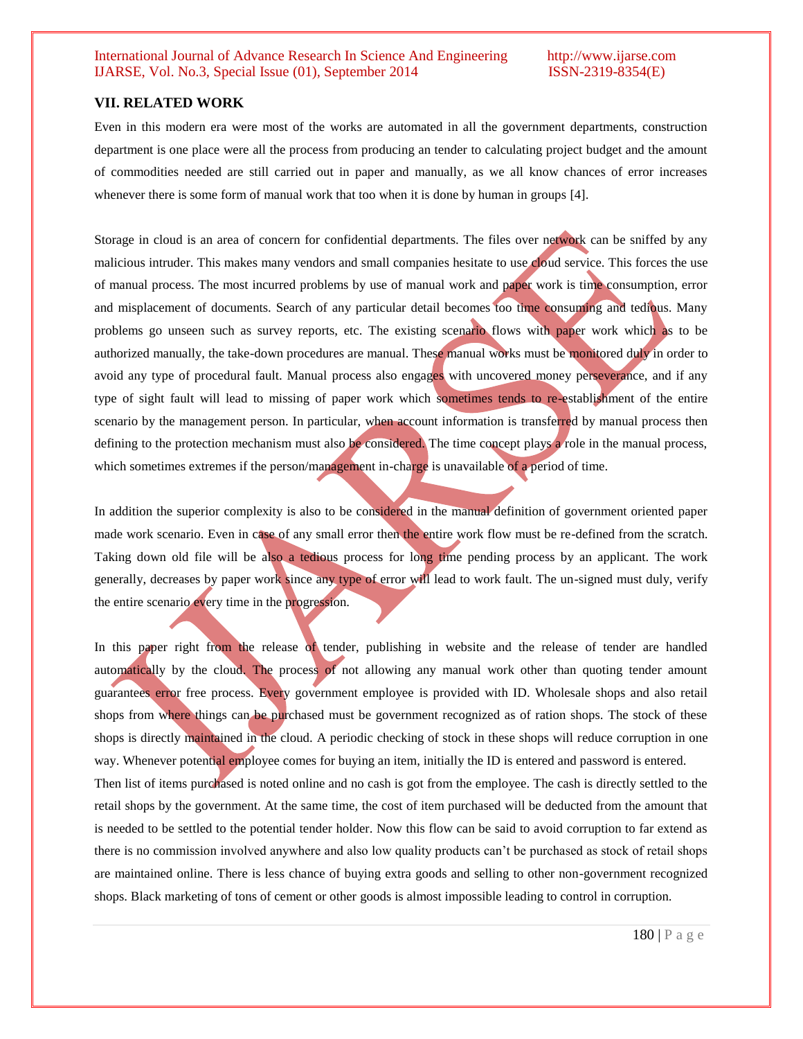## VII. RELATED WORK

Even in this modern era were most of the works are automated in all the government departments, construction department is one place were all the process from producing an tender to calculating project budget and the amount of commodities needed are still carried out in paper and manually, as we all know chances of error increases whenever there is some form of manual work that too when it is done by human in groups [4].

Storage in cloud is an area of concern for confidential departments. The files over network can be sniffed by any malicious intruder. This makes many vendors and small companies hesitate to use cloud service. This forces the use of manual process. The most incurred problems by use of manual work and paper work is time consumption, error and misplacement of documents. Search of any particular detail becomes too time consuming and tedious. Many problems go unseen such as survey reports, etc. The existing scenario flows with paper work which as to be authorized manually, the take-down procedures are manual. These manual works must be monitored duly in order to avoid any type of procedural fault. Manual process also engages with uncovered money perseverance, and if any type of sight fault will lead to missing of paper work which sometimes tends to re-establishment of the entire scenario by the management person. In particular, when account information is transferred by manual process then defining to the protection mechanism must also be considered. The time concept plays a role in the manual process, which sometimes extremes if the person/management in-charge is unavailable of a period of time.

In addition the superior complexity is also to be considered in the manual definition of government oriented paper made work scenario. Even in case of any small error then the entire work flow must be re-defined from the scratch. Taking down old file will be also a tedious process for long time pending process by an applicant. The work generally, decreases by paper work since any type of error will lead to work fault. The un-signed must duly, verify the entire scenario every time in the progression.

In this paper right from the release of tender, publishing in website and the release of tender are handled automatically by the cloud. The process of not allowing any manual work other than quoting tender amount guarantees error free process. Every government employee is provided with ID. Wholesale shops and also retail shops from where things can be purchased must be government recognized as of ration shops. The stock of these shops is directly maintained in the cloud. A periodic checking of stock in these shops will reduce corruption in one way. Whenever potential employee comes for buying an item, initially the ID is entered and password is entered. Then list of items purchased is noted online and no cash is got from the employee. The cash is directly settled to the retail shops by the government. At the same time, the cost of item purchased will be deducted from the amount that is needed to be settled to the potential tender holder. Now this flow can be said to avoid corruption to far extend as there is no commission involved anywhere and also low quality products can't be purchased as stock of retail shops are maintained online. There is less chance of buying extra goods and selling to other non-government recognized shops. Black marketing of tons of cement or other goods is almost impossible leading to control in corruption.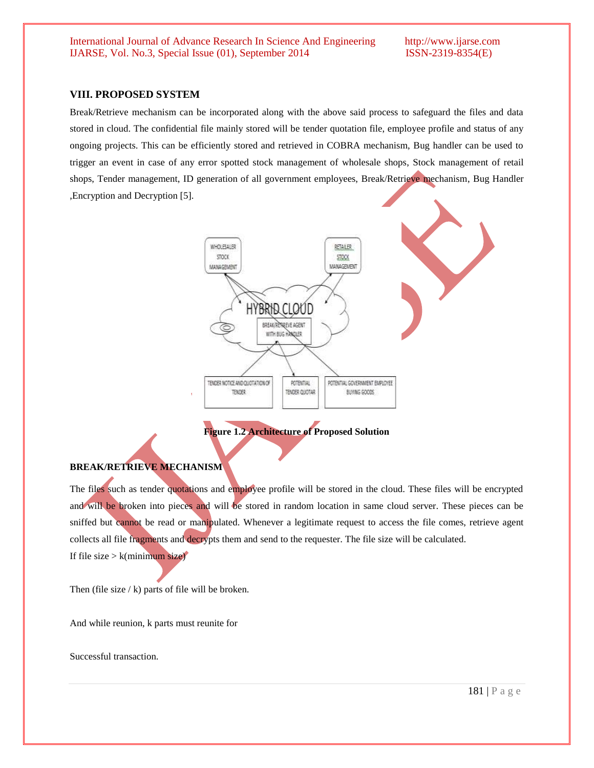## VIII. PROPOSED SYSTEM

Break/Retrieve mechanism can be incorporated along with the above said process to safeguard the files and data stored in cloud. The confidential file mainly stored will be tender quotation file, employee profile and status of any ongoing projects. This can be efficiently stored and retrieved in COBRA mechanism, Bug handler can be used to trigger an event in case of any error spotted stock management of wholesale shops, Stock management of retail shops, Tender management, ID generation of all government employees, Break/Retrieve mechanism, Bug Handler ,Encryption and Decryption [5].

**Figure 1.2 Architecture of Proposed Solution**

### BREAK/RETRIEVE MECHANISM

The files such as tender quotations and employee profile will be stored in the cloud. These files will be encrypted and will be broken into pieces and will be stored in random location in same cloud server. These pieces can be sniffed but cannot be read or manipulated. Whenever a legitimate request to access the file comes, retrieve agent collects all file fragments and decrypts them and send to the requester. The file size will be calculated.

If file size > k(minimum size)

Then (file size / k) parts of file will be broken.

And while reunion, k parts must reunite for

Successful transaction.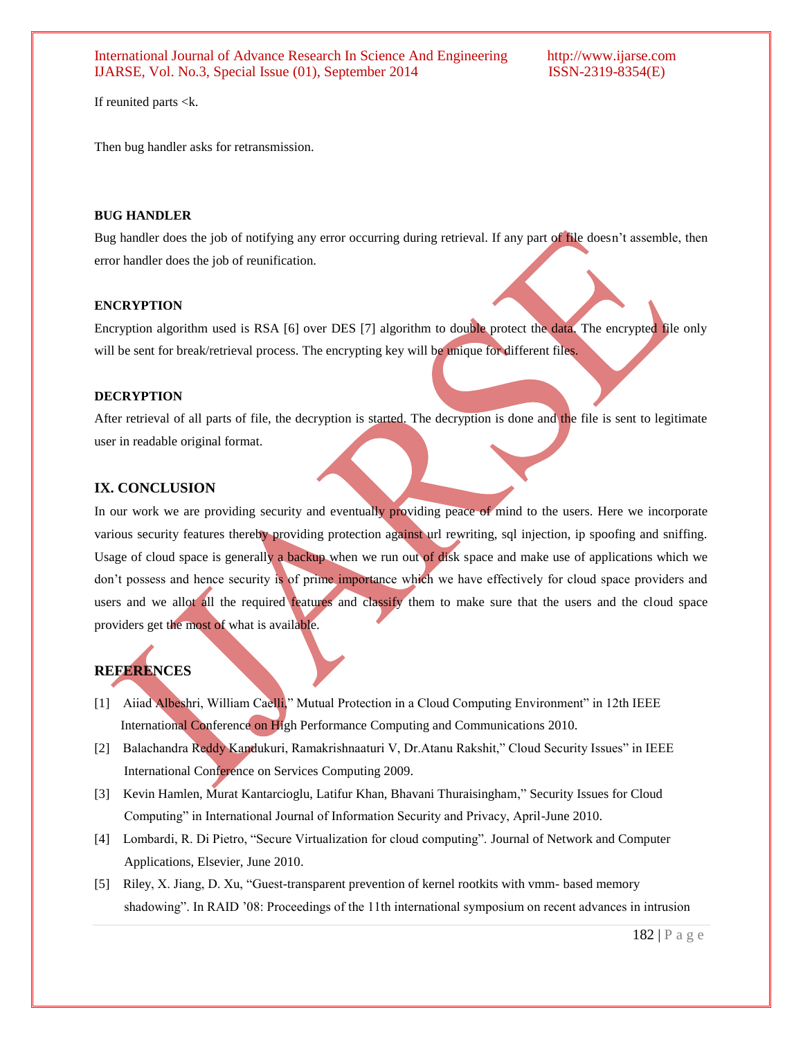If reunited parts <k.

Then bug handler asks for retransmission.

**BUG HANDLER**

Bug handler does the job of notifying any error occurring during retrieval. If any part of file doesn't assemble, then error handler does the job of reunification.

**ENCRYPTION**

Encryption algorithm used is RSA [6] over DES [7] algorithm to double protect the data. The encrypted file only will be sent for break/retrieval process. The encrypting key will be unique for different files.

**DECRYPTION**

After retrieval of all parts of file, the decryption is started. The decryption is done and the file is sent to legitimate user in readable original format.

## IX. CONCLUSION

In our work we are providing security and eventually providing peace of mind to the users. Here we incorporate various security features thereby providing protection against url rewriting, sql injection, ip spoofing and sniffing. Usage of cloud space is generally a backup when we run out of disk space and make use of applications which we don't possess and hence security is of prime importance which we have effectively for cloud space providers and users and we allot all the required features and classify them to make sure that the users and the cloud space providers get the most of what is available.

## REFERENCES

[1] Aiiad Albeshri, William Caelli," Mutual Protection in a Cloud Computing Environment" in 12th IEEE International Conference on High Performance Computing and Communications 2010.

[2] Balachandra Reddy Kandukuri, Ramakrishnaaturi V, Dr.Atanu Rakshit," Cloud Security Issues" in IEEE International Conference on Services Computing 2009.

[3] Kevin Hamlen, Murat Kantarcioglu, Latifur Khan, Bhavani Thuraisingham," Security Issues for Cloud Computing" in International Journal of Information Security and Privacy, April-June 2010.

[4] Lombardi, R. Di Pietro, "Secure Virtualization for cloud computing". Journal of Network and Computer Applications, Elsevier, June 2010.

[5] Riley, X. Jiang, D. Xu, "Guest-transparent prevention of kernel rootkits with vmm- based memory shadowing". In RAID '08: Proceedings of the 11th international symposium on recent advances in intrusion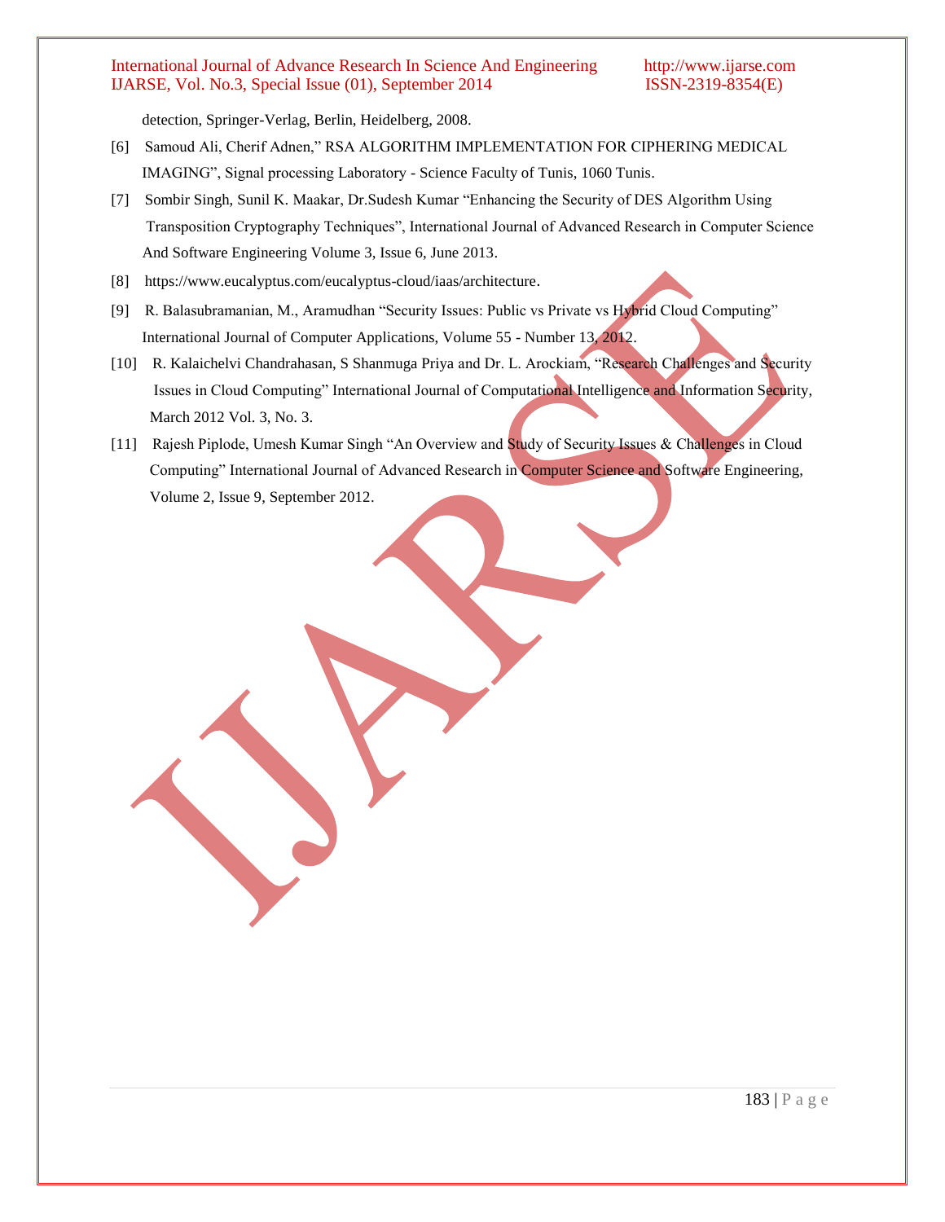detection, Springer-Verlag, Berlin, Heidelberg, 2008.

[6] Samoud Ali, Cherif Adnen," RSA ALGORITHM IMPLEMENTATION FOR CIPHERING MEDICAL IMAGING", Signal processing Laboratory - Science Faculty of Tunis, 1060 Tunis.

[7] Sombir Singh, Sunil K. Maakar, Dr.Sudesh Kumar "Enhancing the Security of DES Algorithm Using Transposition Cryptography Techniques", International Journal of Advanced Research in Computer Science And Software Engineering Volume 3, Issue 6, June 2013.

[8] https://www.eucalyptus.com/eucalyptus-cloud/iaas/architecture.

[9] R. Balasubramanian, M., Aramudhan "Security Issues: Public vs Private vs Hybrid Cloud Computing" International Journal of Computer Applications, Volume 55 - Number 13, 2012.

[10] R. Kalaichelvi Chandrahasan, S Shanmuga Priya and Dr. L. Arockiam, "Research Challenges and Security Issues in Cloud Computing" International Journal of Computational Intelligence and Information Security, March 2012 Vol. 3, No. 3.

[11] Rajesh Piplode, Umesh Kumar Singh "An Overview and Study of Security Issues & Challenges in Cloud Computing" International Journal of Advanced Research in Computer Science and Software Engineering, Volume 2, Issue 9, September 2012.